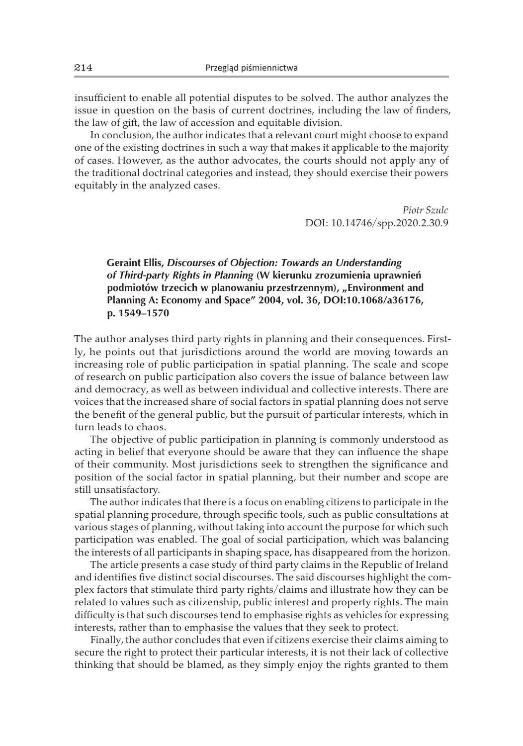insufficient to enable all potential disputes to be solved. The author analyzes the issue in question on the basis of current doctrines, including the law of finders, the law of gift, the law of accession and equitable division.

In conclusion, the author indicates that a relevant court might choose to expand one of the existing doctrines in such a way that makes it applicable to the majority of cases. However, as the author advocates, the courts should not apply any of the traditional doctrinal categories and instead, they should exercise their powers equitably in the analyzed cases.

*Piotr Szulc*
DOI: 10.14746/spp.2020.2.30.9

**Geraint Ellis, *Discourses of Objection: Towards an Understanding of Third-party Rights in Planning* (W kierunku zrozumienia uprawnień podmiotów trzecich w planowaniu przestrzennym), „Environment and Planning A: Economy and Space" 2004, vol. 36, DOI:10.1068/a36176, p. 1549–1570**

The author analyses third party rights in planning and their consequences. Firstly, he points out that jurisdictions around the world are moving towards an increasing role of public participation in spatial planning. The scale and scope of research on public participation also covers the issue of balance between law and democracy, as well as between individual and collective interests. There are voices that the increased share of social factors in spatial planning does not serve the benefit of the general public, but the pursuit of particular interests, which in turn leads to chaos.

The objective of public participation in planning is commonly understood as acting in belief that everyone should be aware that they can influence the shape of their community. Most jurisdictions seek to strengthen the significance and position of the social factor in spatial planning, but their number and scope are still unsatisfactory.

The author indicates that there is a focus on enabling citizens to participate in the spatial planning procedure, through specific tools, such as public consultations at various stages of planning, without taking into account the purpose for which such participation was enabled. The goal of social participation, which was balancing the interests of all participants in shaping space, has disappeared from the horizon.

The article presents a case study of third party claims in the Republic of Ireland and identifies five distinct social discourses. The said discourses highlight the complex factors that stimulate third party rights/claims and illustrate how they can be related to values such as citizenship, public interest and property rights. The main difficulty is that such discourses tend to emphasise rights as vehicles for expressing interests, rather than to emphasise the values that they seek to protect.

Finally, the author concludes that even if citizens exercise their claims aiming to secure the right to protect their particular interests, it is not their lack of collective thinking that should be blamed, as they simply enjoy the rights granted to them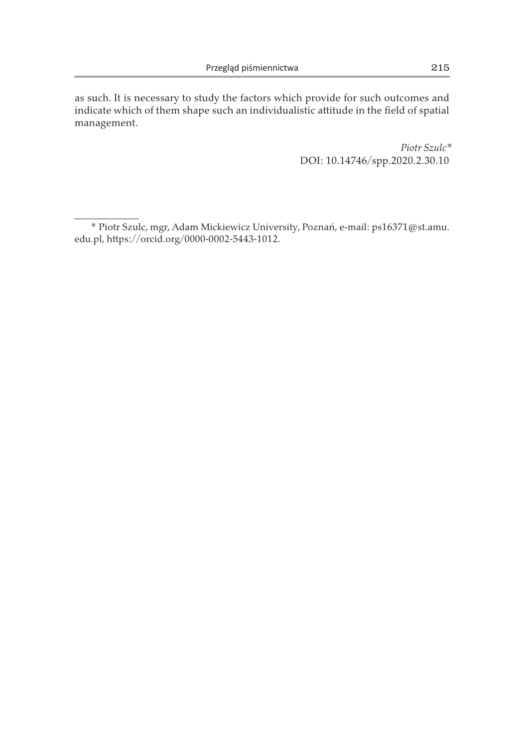as such. It is necessary to study the factors which provide for such outcomes and indicate which of them shape such an individualistic attitude in the field of spatial management.

*Piotr Szulc**
DOI: 10.14746/spp.2020.2.30.10

---

* Piotr Szulc, mgr, Adam Mickiewicz University, Poznań, e-mail: ps16371@st.amu.edu.pl, https://orcid.org/0000-0002-5443-1012.